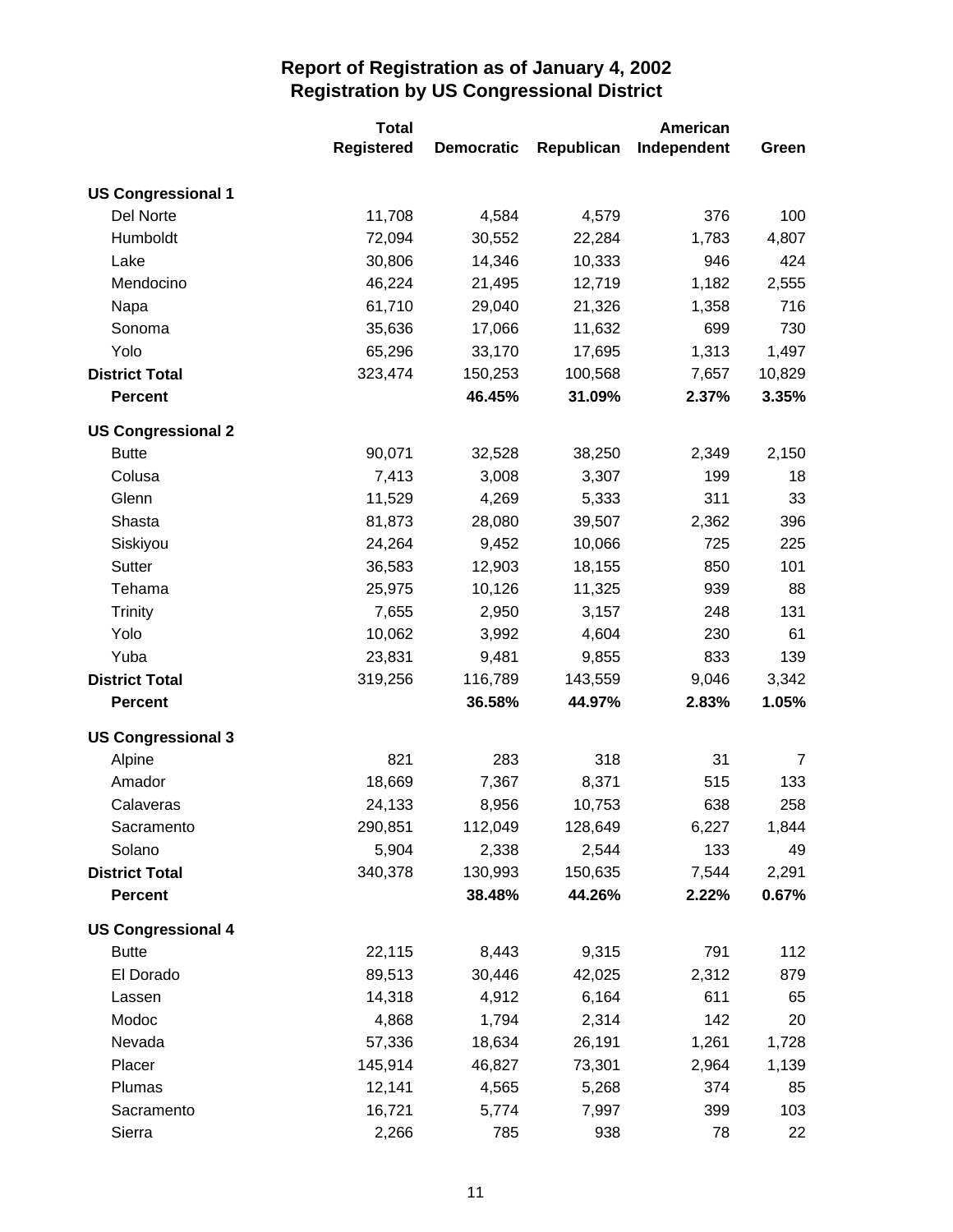# Report of Registration as of January 4, 2002
## Registration by US Congressional District

| | Total Registered | Democratic | Republican | American Independent | Green |
|---|---|---|---|---|---|
| **US Congressional 1** | | | | | |
| Del Norte | 11,708 | 4,584 | 4,579 | 376 | 100 |
| Humboldt | 72,094 | 30,552 | 22,284 | 1,783 | 4,807 |
| Lake | 30,806 | 14,346 | 10,333 | 946 | 424 |
| Mendocino | 46,224 | 21,495 | 12,719 | 1,182 | 2,555 |
| Napa | 61,710 | 29,040 | 21,326 | 1,358 | 716 |
| Sonoma | 35,636 | 17,066 | 11,632 | 699 | 730 |
| Yolo | 65,296 | 33,170 | 17,695 | 1,313 | 1,497 |
| **District Total** | 323,474 | 150,253 | 100,568 | 7,657 | 10,829 |
| **Percent** | | **46.45%** | **31.09%** | **2.37%** | **3.35%** |
| **US Congressional 2** | | | | | |
| Butte | 90,071 | 32,528 | 38,250 | 2,349 | 2,150 |
| Colusa | 7,413 | 3,008 | 3,307 | 199 | 18 |
| Glenn | 11,529 | 4,269 | 5,333 | 311 | 33 |
| Shasta | 81,873 | 28,080 | 39,507 | 2,362 | 396 |
| Siskiyou | 24,264 | 9,452 | 10,066 | 725 | 225 |
| Sutter | 36,583 | 12,903 | 18,155 | 850 | 101 |
| Tehama | 25,975 | 10,126 | 11,325 | 939 | 88 |
| Trinity | 7,655 | 2,950 | 3,157 | 248 | 131 |
| Yolo | 10,062 | 3,992 | 4,604 | 230 | 61 |
| Yuba | 23,831 | 9,481 | 9,855 | 833 | 139 |
| **District Total** | 319,256 | 116,789 | 143,559 | 9,046 | 3,342 |
| **Percent** | | **36.58%** | **44.97%** | **2.83%** | **1.05%** |
| **US Congressional 3** | | | | | |
| Alpine | 821 | 283 | 318 | 31 | 7 |
| Amador | 18,669 | 7,367 | 8,371 | 515 | 133 |
| Calaveras | 24,133 | 8,956 | 10,753 | 638 | 258 |
| Sacramento | 290,851 | 112,049 | 128,649 | 6,227 | 1,844 |
| Solano | 5,904 | 2,338 | 2,544 | 133 | 49 |
| **District Total** | 340,378 | 130,993 | 150,635 | 7,544 | 2,291 |
| **Percent** | | **38.48%** | **44.26%** | **2.22%** | **0.67%** |
| **US Congressional 4** | | | | | |
| Butte | 22,115 | 8,443 | 9,315 | 791 | 112 |
| El Dorado | 89,513 | 30,446 | 42,025 | 2,312 | 879 |
| Lassen | 14,318 | 4,912 | 6,164 | 611 | 65 |
| Modoc | 4,868 | 1,794 | 2,314 | 142 | 20 |
| Nevada | 57,336 | 18,634 | 26,191 | 1,261 | 1,728 |
| Placer | 145,914 | 46,827 | 73,301 | 2,964 | 1,139 |
| Plumas | 12,141 | 4,565 | 5,268 | 374 | 85 |
| Sacramento | 16,721 | 5,774 | 7,997 | 399 | 103 |
| Sierra | 2,266 | 785 | 938 | 78 | 22 |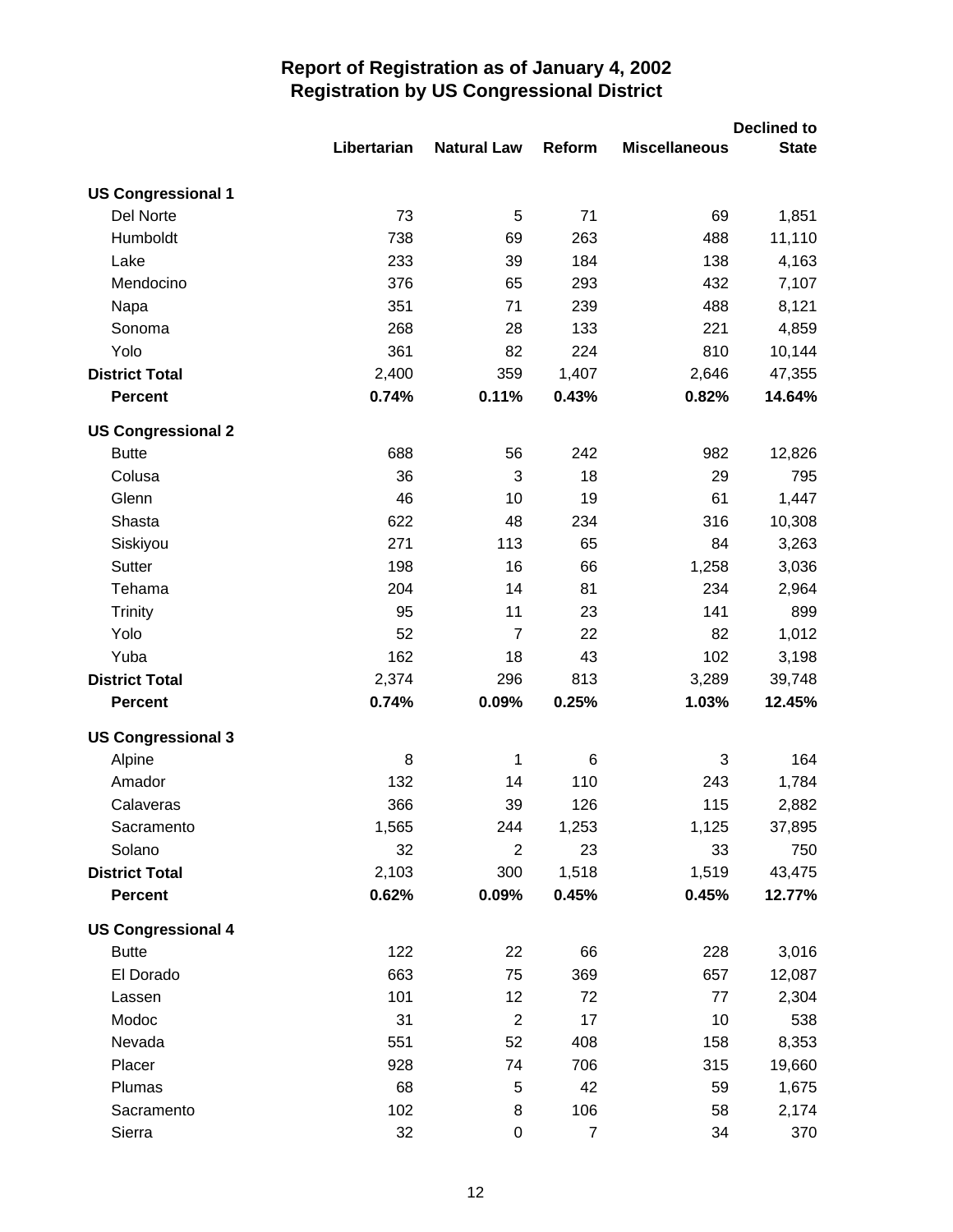## Report of Registration as of January 4, 2002
## Registration by US Congressional District

| | Libertarian | Natural Law | Reform | Miscellaneous | Declined to State |
|---|---|---|---|---|---|
| **US Congressional 1** | | | | | |
| Del Norte | 73 | 5 | 71 | 69 | 1,851 |
| Humboldt | 738 | 69 | 263 | 488 | 11,110 |
| Lake | 233 | 39 | 184 | 138 | 4,163 |
| Mendocino | 376 | 65 | 293 | 432 | 7,107 |
| Napa | 351 | 71 | 239 | 488 | 8,121 |
| Sonoma | 268 | 28 | 133 | 221 | 4,859 |
| Yolo | 361 | 82 | 224 | 810 | 10,144 |
| **District Total** | 2,400 | 359 | 1,407 | 2,646 | 47,355 |
| **Percent** | **0.74%** | **0.11%** | **0.43%** | **0.82%** | **14.64%** |
| **US Congressional 2** | | | | | |
| Butte | 688 | 56 | 242 | 982 | 12,826 |
| Colusa | 36 | 3 | 18 | 29 | 795 |
| Glenn | 46 | 10 | 19 | 61 | 1,447 |
| Shasta | 622 | 48 | 234 | 316 | 10,308 |
| Siskiyou | 271 | 113 | 65 | 84 | 3,263 |
| Sutter | 198 | 16 | 66 | 1,258 | 3,036 |
| Tehama | 204 | 14 | 81 | 234 | 2,964 |
| Trinity | 95 | 11 | 23 | 141 | 899 |
| Yolo | 52 | 7 | 22 | 82 | 1,012 |
| Yuba | 162 | 18 | 43 | 102 | 3,198 |
| **District Total** | 2,374 | 296 | 813 | 3,289 | 39,748 |
| **Percent** | **0.74%** | **0.09%** | **0.25%** | **1.03%** | **12.45%** |
| **US Congressional 3** | | | | | |
| Alpine | 8 | 1 | 6 | 3 | 164 |
| Amador | 132 | 14 | 110 | 243 | 1,784 |
| Calaveras | 366 | 39 | 126 | 115 | 2,882 |
| Sacramento | 1,565 | 244 | 1,253 | 1,125 | 37,895 |
| Solano | 32 | 2 | 23 | 33 | 750 |
| **District Total** | 2,103 | 300 | 1,518 | 1,519 | 43,475 |
| **Percent** | **0.62%** | **0.09%** | **0.45%** | **0.45%** | **12.77%** |
| **US Congressional 4** | | | | | |
| Butte | 122 | 22 | 66 | 228 | 3,016 |
| El Dorado | 663 | 75 | 369 | 657 | 12,087 |
| Lassen | 101 | 12 | 72 | 77 | 2,304 |
| Modoc | 31 | 2 | 17 | 10 | 538 |
| Nevada | 551 | 52 | 408 | 158 | 8,353 |
| Placer | 928 | 74 | 706 | 315 | 19,660 |
| Plumas | 68 | 5 | 42 | 59 | 1,675 |
| Sacramento | 102 | 8 | 106 | 58 | 2,174 |
| Sierra | 32 | 0 | 7 | 34 | 370 |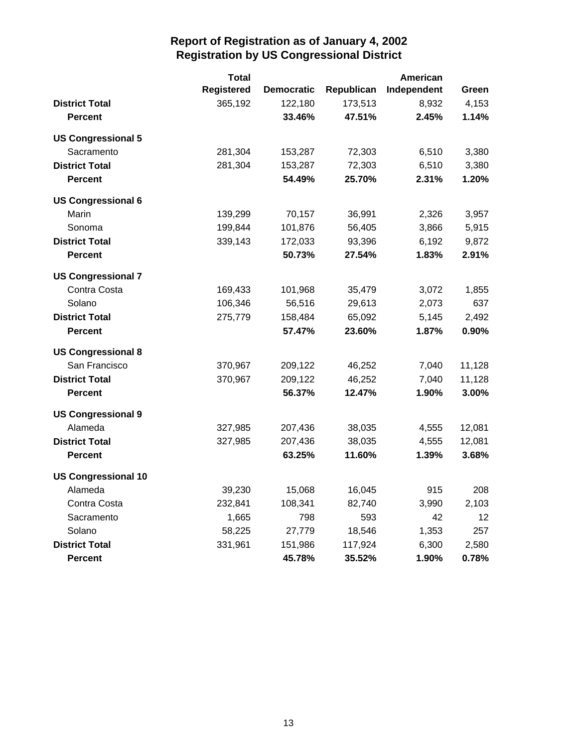## Report of Registration as of January 4, 2002
## Registration by US Congressional District

| | Total Registered | Democratic | Republican | American Independent | Green |
|---|---|---|---|---|---|
| **District Total** | 365,192 | 122,180 | 173,513 | 8,932 | 4,153 |
| **Percent** | | **33.46%** | **47.51%** | **2.45%** | **1.14%** |
| **US Congressional 5** | | | | | |
| Sacramento | 281,304 | 153,287 | 72,303 | 6,510 | 3,380 |
| **District Total** | 281,304 | 153,287 | 72,303 | 6,510 | 3,380 |
| **Percent** | | **54.49%** | **25.70%** | **2.31%** | **1.20%** |
| **US Congressional 6** | | | | | |
| Marin | 139,299 | 70,157 | 36,991 | 2,326 | 3,957 |
| Sonoma | 199,844 | 101,876 | 56,405 | 3,866 | 5,915 |
| **District Total** | 339,143 | 172,033 | 93,396 | 6,192 | 9,872 |
| **Percent** | | **50.73%** | **27.54%** | **1.83%** | **2.91%** |
| **US Congressional 7** | | | | | |
| Contra Costa | 169,433 | 101,968 | 35,479 | 3,072 | 1,855 |
| Solano | 106,346 | 56,516 | 29,613 | 2,073 | 637 |
| **District Total** | 275,779 | 158,484 | 65,092 | 5,145 | 2,492 |
| **Percent** | | **57.47%** | **23.60%** | **1.87%** | **0.90%** |
| **US Congressional 8** | | | | | |
| San Francisco | 370,967 | 209,122 | 46,252 | 7,040 | 11,128 |
| **District Total** | 370,967 | 209,122 | 46,252 | 7,040 | 11,128 |
| **Percent** | | **56.37%** | **12.47%** | **1.90%** | **3.00%** |
| **US Congressional 9** | | | | | |
| Alameda | 327,985 | 207,436 | 38,035 | 4,555 | 12,081 |
| **District Total** | 327,985 | 207,436 | 38,035 | 4,555 | 12,081 |
| **Percent** | | **63.25%** | **11.60%** | **1.39%** | **3.68%** |
| **US Congressional 10** | | | | | |
| Alameda | 39,230 | 15,068 | 16,045 | 915 | 208 |
| Contra Costa | 232,841 | 108,341 | 82,740 | 3,990 | 2,103 |
| Sacramento | 1,665 | 798 | 593 | 42 | 12 |
| Solano | 58,225 | 27,779 | 18,546 | 1,353 | 257 |
| **District Total** | 331,961 | 151,986 | 117,924 | 6,300 | 2,580 |
| **Percent** | | **45.78%** | **35.52%** | **1.90%** | **0.78%** |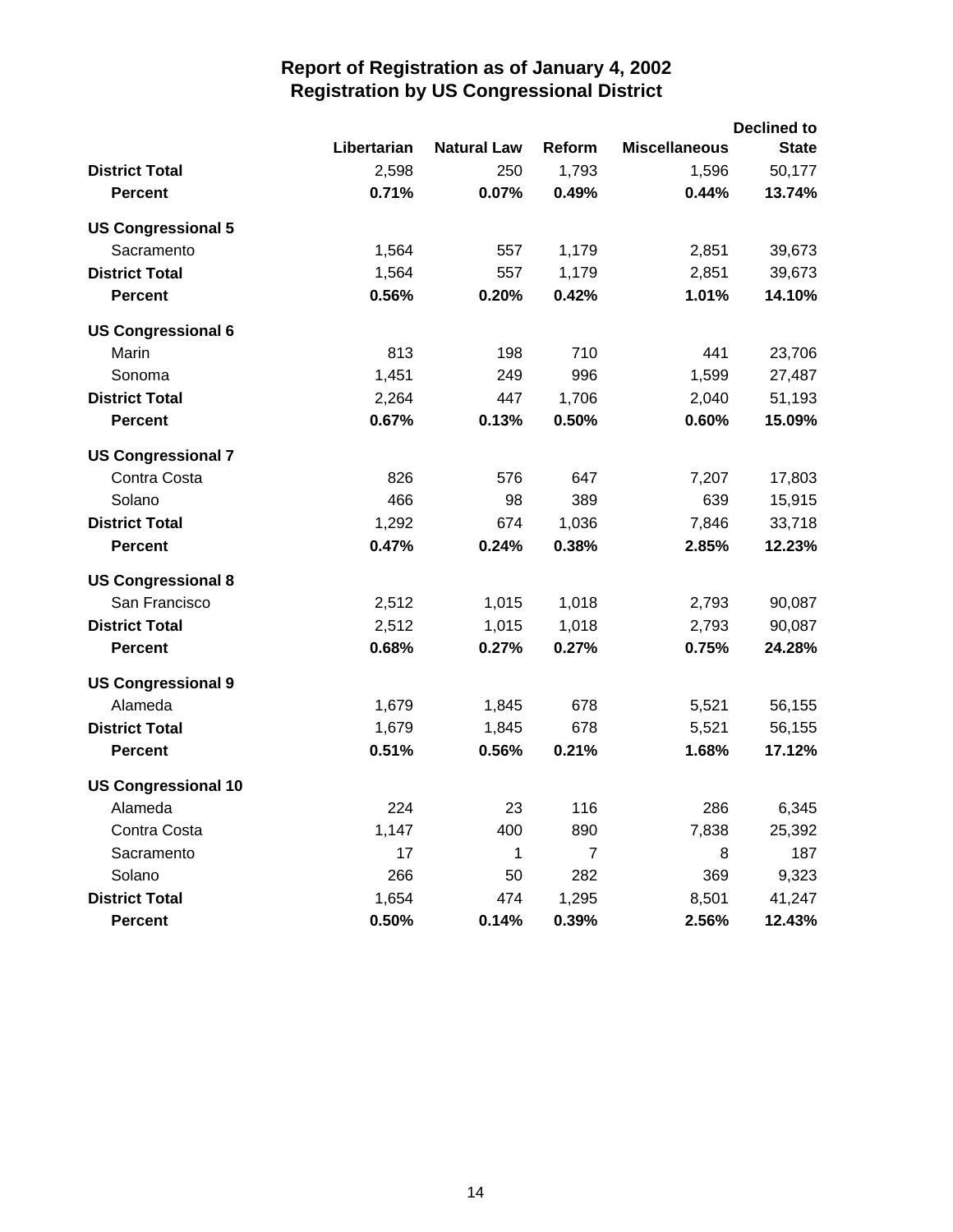# Report of Registration as of January 4, 2002
## Registration by US Congressional District

| | Libertarian | Natural Law | Reform | Miscellaneous | Declined to State |
|---|---|---|---|---|---|
| **District Total** | 2,598 | 250 | 1,793 | 1,596 | 50,177 |
| **Percent** | **0.71%** | **0.07%** | **0.49%** | **0.44%** | **13.74%** |
| **US Congressional 5** | | | | | |
| Sacramento | 1,564 | 557 | 1,179 | 2,851 | 39,673 |
| **District Total** | 1,564 | 557 | 1,179 | 2,851 | 39,673 |
| **Percent** | **0.56%** | **0.20%** | **0.42%** | **1.01%** | **14.10%** |
| **US Congressional 6** | | | | | |
| Marin | 813 | 198 | 710 | 441 | 23,706 |
| Sonoma | 1,451 | 249 | 996 | 1,599 | 27,487 |
| **District Total** | 2,264 | 447 | 1,706 | 2,040 | 51,193 |
| **Percent** | **0.67%** | **0.13%** | **0.50%** | **0.60%** | **15.09%** |
| **US Congressional 7** | | | | | |
| Contra Costa | 826 | 576 | 647 | 7,207 | 17,803 |
| Solano | 466 | 98 | 389 | 639 | 15,915 |
| **District Total** | 1,292 | 674 | 1,036 | 7,846 | 33,718 |
| **Percent** | **0.47%** | **0.24%** | **0.38%** | **2.85%** | **12.23%** |
| **US Congressional 8** | | | | | |
| San Francisco | 2,512 | 1,015 | 1,018 | 2,793 | 90,087 |
| **District Total** | 2,512 | 1,015 | 1,018 | 2,793 | 90,087 |
| **Percent** | **0.68%** | **0.27%** | **0.27%** | **0.75%** | **24.28%** |
| **US Congressional 9** | | | | | |
| Alameda | 1,679 | 1,845 | 678 | 5,521 | 56,155 |
| **District Total** | 1,679 | 1,845 | 678 | 5,521 | 56,155 |
| **Percent** | **0.51%** | **0.56%** | **0.21%** | **1.68%** | **17.12%** |
| **US Congressional 10** | | | | | |
| Alameda | 224 | 23 | 116 | 286 | 6,345 |
| Contra Costa | 1,147 | 400 | 890 | 7,838 | 25,392 |
| Sacramento | 17 | 1 | 7 | 8 | 187 |
| Solano | 266 | 50 | 282 | 369 | 9,323 |
| **District Total** | 1,654 | 474 | 1,295 | 8,501 | 41,247 |
| **Percent** | **0.50%** | **0.14%** | **0.39%** | **2.56%** | **12.43%** |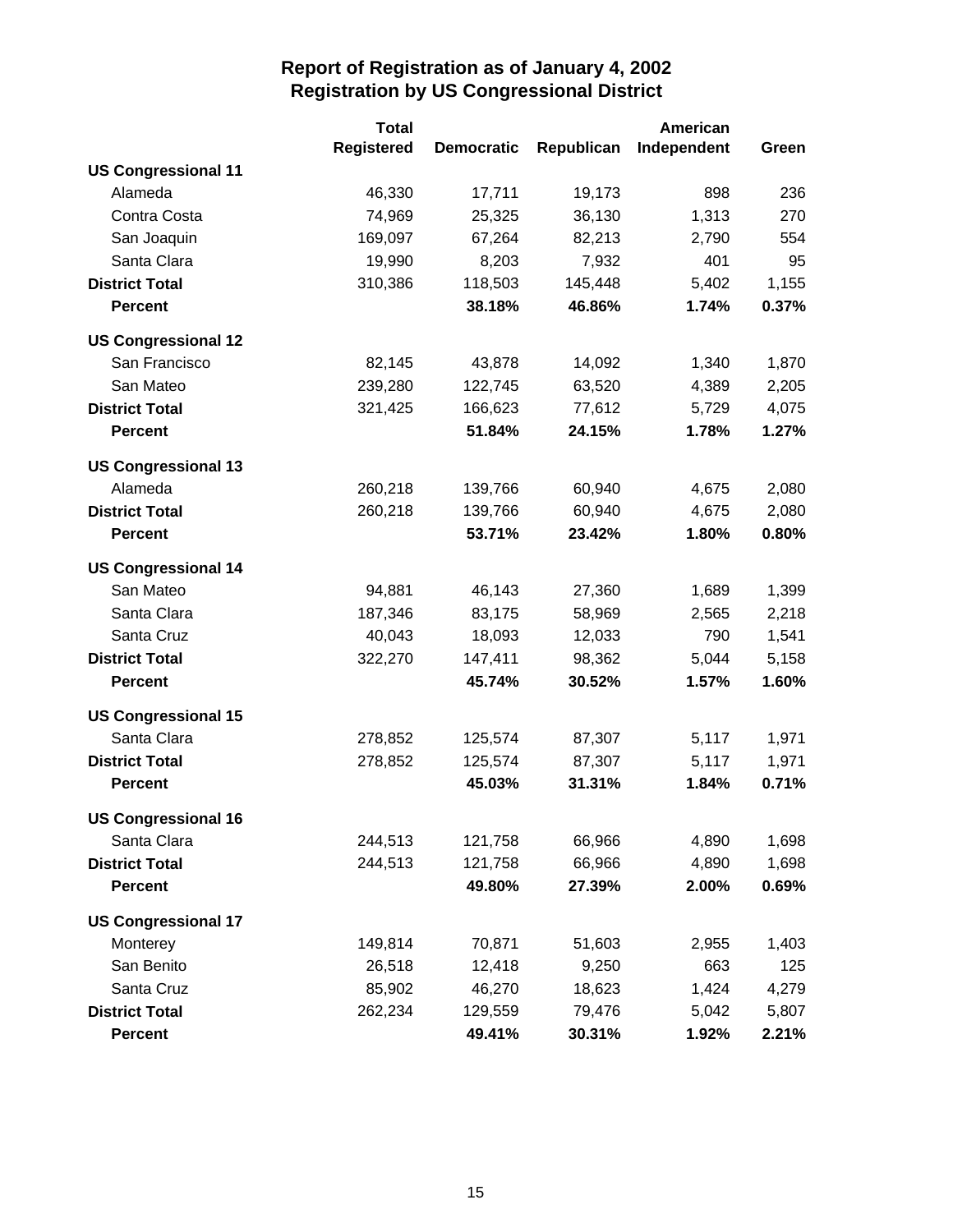# Report of Registration as of January 4, 2002
## Registration by US Congressional District

| | Total Registered | Democratic | Republican | American Independent | Green |
|---|---|---|---|---|---|
| **US Congressional 11** | | | | | |
| Alameda | 46,330 | 17,711 | 19,173 | 898 | 236 |
| Contra Costa | 74,969 | 25,325 | 36,130 | 1,313 | 270 |
| San Joaquin | 169,097 | 67,264 | 82,213 | 2,790 | 554 |
| Santa Clara | 19,990 | 8,203 | 7,932 | 401 | 95 |
| **District Total** | 310,386 | 118,503 | 145,448 | 5,402 | 1,155 |
| **Percent** | | **38.18%** | **46.86%** | **1.74%** | **0.37%** |
| **US Congressional 12** | | | | | |
| San Francisco | 82,145 | 43,878 | 14,092 | 1,340 | 1,870 |
| San Mateo | 239,280 | 122,745 | 63,520 | 4,389 | 2,205 |
| **District Total** | 321,425 | 166,623 | 77,612 | 5,729 | 4,075 |
| **Percent** | | **51.84%** | **24.15%** | **1.78%** | **1.27%** |
| **US Congressional 13** | | | | | |
| Alameda | 260,218 | 139,766 | 60,940 | 4,675 | 2,080 |
| **District Total** | 260,218 | 139,766 | 60,940 | 4,675 | 2,080 |
| **Percent** | | **53.71%** | **23.42%** | **1.80%** | **0.80%** |
| **US Congressional 14** | | | | | |
| San Mateo | 94,881 | 46,143 | 27,360 | 1,689 | 1,399 |
| Santa Clara | 187,346 | 83,175 | 58,969 | 2,565 | 2,218 |
| Santa Cruz | 40,043 | 18,093 | 12,033 | 790 | 1,541 |
| **District Total** | 322,270 | 147,411 | 98,362 | 5,044 | 5,158 |
| **Percent** | | **45.74%** | **30.52%** | **1.57%** | **1.60%** |
| **US Congressional 15** | | | | | |
| Santa Clara | 278,852 | 125,574 | 87,307 | 5,117 | 1,971 |
| **District Total** | 278,852 | 125,574 | 87,307 | 5,117 | 1,971 |
| **Percent** | | **45.03%** | **31.31%** | **1.84%** | **0.71%** |
| **US Congressional 16** | | | | | |
| Santa Clara | 244,513 | 121,758 | 66,966 | 4,890 | 1,698 |
| **District Total** | 244,513 | 121,758 | 66,966 | 4,890 | 1,698 |
| **Percent** | | **49.80%** | **27.39%** | **2.00%** | **0.69%** |
| **US Congressional 17** | | | | | |
| Monterey | 149,814 | 70,871 | 51,603 | 2,955 | 1,403 |
| San Benito | 26,518 | 12,418 | 9,250 | 663 | 125 |
| Santa Cruz | 85,902 | 46,270 | 18,623 | 1,424 | 4,279 |
| **District Total** | 262,234 | 129,559 | 79,476 | 5,042 | 5,807 |
| **Percent** | | **49.41%** | **30.31%** | **1.92%** | **2.21%** |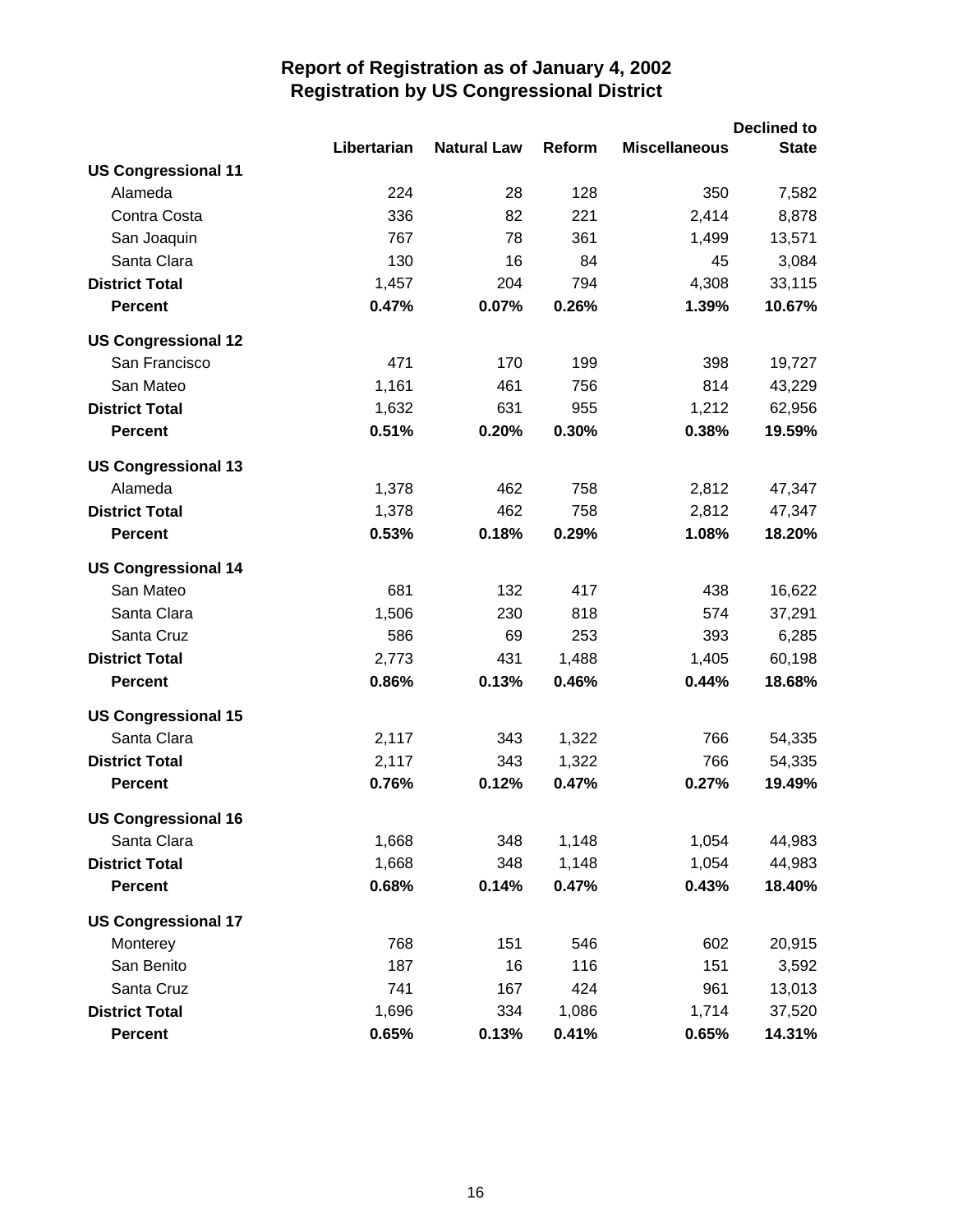# Report of Registration as of January 4, 2002
## Registration by US Congressional District

| | Libertarian | Natural Law | Reform | Miscellaneous | Declined to State |
|---|---|---|---|---|---|
| **US Congressional 11** | | | | | |
| Alameda | 224 | 28 | 128 | 350 | 7,582 |
| Contra Costa | 336 | 82 | 221 | 2,414 | 8,878 |
| San Joaquin | 767 | 78 | 361 | 1,499 | 13,571 |
| Santa Clara | 130 | 16 | 84 | 45 | 3,084 |
| **District Total** | 1,457 | 204 | 794 | 4,308 | 33,115 |
| **Percent** | **0.47%** | **0.07%** | **0.26%** | **1.39%** | **10.67%** |
| **US Congressional 12** | | | | | |
| San Francisco | 471 | 170 | 199 | 398 | 19,727 |
| San Mateo | 1,161 | 461 | 756 | 814 | 43,229 |
| **District Total** | 1,632 | 631 | 955 | 1,212 | 62,956 |
| **Percent** | **0.51%** | **0.20%** | **0.30%** | **0.38%** | **19.59%** |
| **US Congressional 13** | | | | | |
| Alameda | 1,378 | 462 | 758 | 2,812 | 47,347 |
| **District Total** | 1,378 | 462 | 758 | 2,812 | 47,347 |
| **Percent** | **0.53%** | **0.18%** | **0.29%** | **1.08%** | **18.20%** |
| **US Congressional 14** | | | | | |
| San Mateo | 681 | 132 | 417 | 438 | 16,622 |
| Santa Clara | 1,506 | 230 | 818 | 574 | 37,291 |
| Santa Cruz | 586 | 69 | 253 | 393 | 6,285 |
| **District Total** | 2,773 | 431 | 1,488 | 1,405 | 60,198 |
| **Percent** | **0.86%** | **0.13%** | **0.46%** | **0.44%** | **18.68%** |
| **US Congressional 15** | | | | | |
| Santa Clara | 2,117 | 343 | 1,322 | 766 | 54,335 |
| **District Total** | 2,117 | 343 | 1,322 | 766 | 54,335 |
| **Percent** | **0.76%** | **0.12%** | **0.47%** | **0.27%** | **19.49%** |
| **US Congressional 16** | | | | | |
| Santa Clara | 1,668 | 348 | 1,148 | 1,054 | 44,983 |
| **District Total** | 1,668 | 348 | 1,148 | 1,054 | 44,983 |
| **Percent** | **0.68%** | **0.14%** | **0.47%** | **0.43%** | **18.40%** |
| **US Congressional 17** | | | | | |
| Monterey | 768 | 151 | 546 | 602 | 20,915 |
| San Benito | 187 | 16 | 116 | 151 | 3,592 |
| Santa Cruz | 741 | 167 | 424 | 961 | 13,013 |
| **District Total** | 1,696 | 334 | 1,086 | 1,714 | 37,520 |
| **Percent** | **0.65%** | **0.13%** | **0.41%** | **0.65%** | **14.31%** |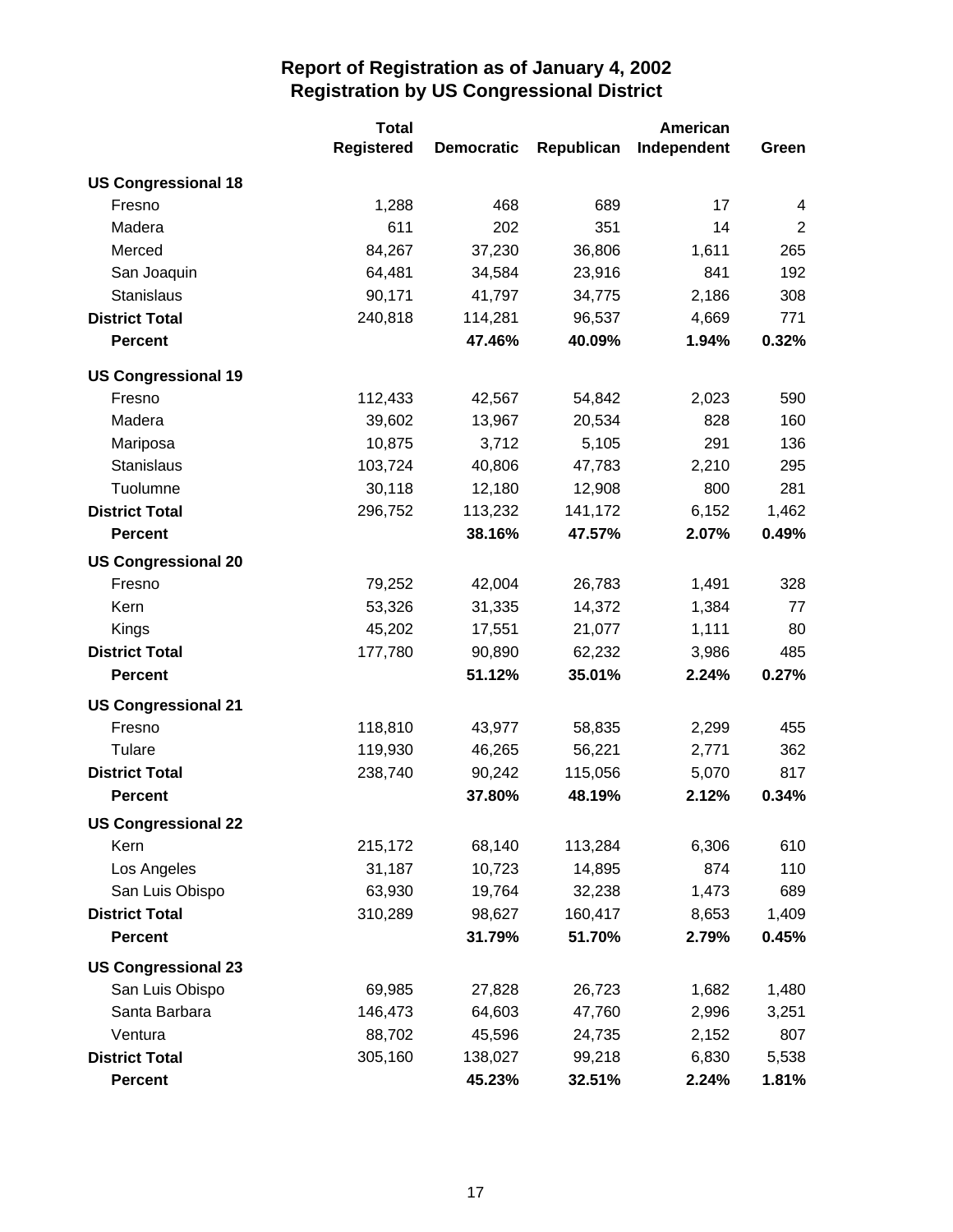# Report of Registration as of January 4, 2002
## Registration by US Congressional District

| | Total Registered | Democratic | Republican | American Independent | Green |
|---|---|---|---|---|---|
| **US Congressional 18** | | | | | |
| Fresno | 1,288 | 468 | 689 | 17 | 4 |
| Madera | 611 | 202 | 351 | 14 | 2 |
| Merced | 84,267 | 37,230 | 36,806 | 1,611 | 265 |
| San Joaquin | 64,481 | 34,584 | 23,916 | 841 | 192 |
| Stanislaus | 90,171 | 41,797 | 34,775 | 2,186 | 308 |
| **District Total** | 240,818 | 114,281 | 96,537 | 4,669 | 771 |
| **Percent** | | **47.46%** | **40.09%** | **1.94%** | **0.32%** |
| **US Congressional 19** | | | | | |
| Fresno | 112,433 | 42,567 | 54,842 | 2,023 | 590 |
| Madera | 39,602 | 13,967 | 20,534 | 828 | 160 |
| Mariposa | 10,875 | 3,712 | 5,105 | 291 | 136 |
| Stanislaus | 103,724 | 40,806 | 47,783 | 2,210 | 295 |
| Tuolumne | 30,118 | 12,180 | 12,908 | 800 | 281 |
| **District Total** | 296,752 | 113,232 | 141,172 | 6,152 | 1,462 |
| **Percent** | | **38.16%** | **47.57%** | **2.07%** | **0.49%** |
| **US Congressional 20** | | | | | |
| Fresno | 79,252 | 42,004 | 26,783 | 1,491 | 328 |
| Kern | 53,326 | 31,335 | 14,372 | 1,384 | 77 |
| Kings | 45,202 | 17,551 | 21,077 | 1,111 | 80 |
| **District Total** | 177,780 | 90,890 | 62,232 | 3,986 | 485 |
| **Percent** | | **51.12%** | **35.01%** | **2.24%** | **0.27%** |
| **US Congressional 21** | | | | | |
| Fresno | 118,810 | 43,977 | 58,835 | 2,299 | 455 |
| Tulare | 119,930 | 46,265 | 56,221 | 2,771 | 362 |
| **District Total** | 238,740 | 90,242 | 115,056 | 5,070 | 817 |
| **Percent** | | **37.80%** | **48.19%** | **2.12%** | **0.34%** |
| **US Congressional 22** | | | | | |
| Kern | 215,172 | 68,140 | 113,284 | 6,306 | 610 |
| Los Angeles | 31,187 | 10,723 | 14,895 | 874 | 110 |
| San Luis Obispo | 63,930 | 19,764 | 32,238 | 1,473 | 689 |
| **District Total** | 310,289 | 98,627 | 160,417 | 8,653 | 1,409 |
| **Percent** | | **31.79%** | **51.70%** | **2.79%** | **0.45%** |
| **US Congressional 23** | | | | | |
| San Luis Obispo | 69,985 | 27,828 | 26,723 | 1,682 | 1,480 |
| Santa Barbara | 146,473 | 64,603 | 47,760 | 2,996 | 3,251 |
| Ventura | 88,702 | 45,596 | 24,735 | 2,152 | 807 |
| **District Total** | 305,160 | 138,027 | 99,218 | 6,830 | 5,538 |
| **Percent** | | **45.23%** | **32.51%** | **2.24%** | **1.81%** |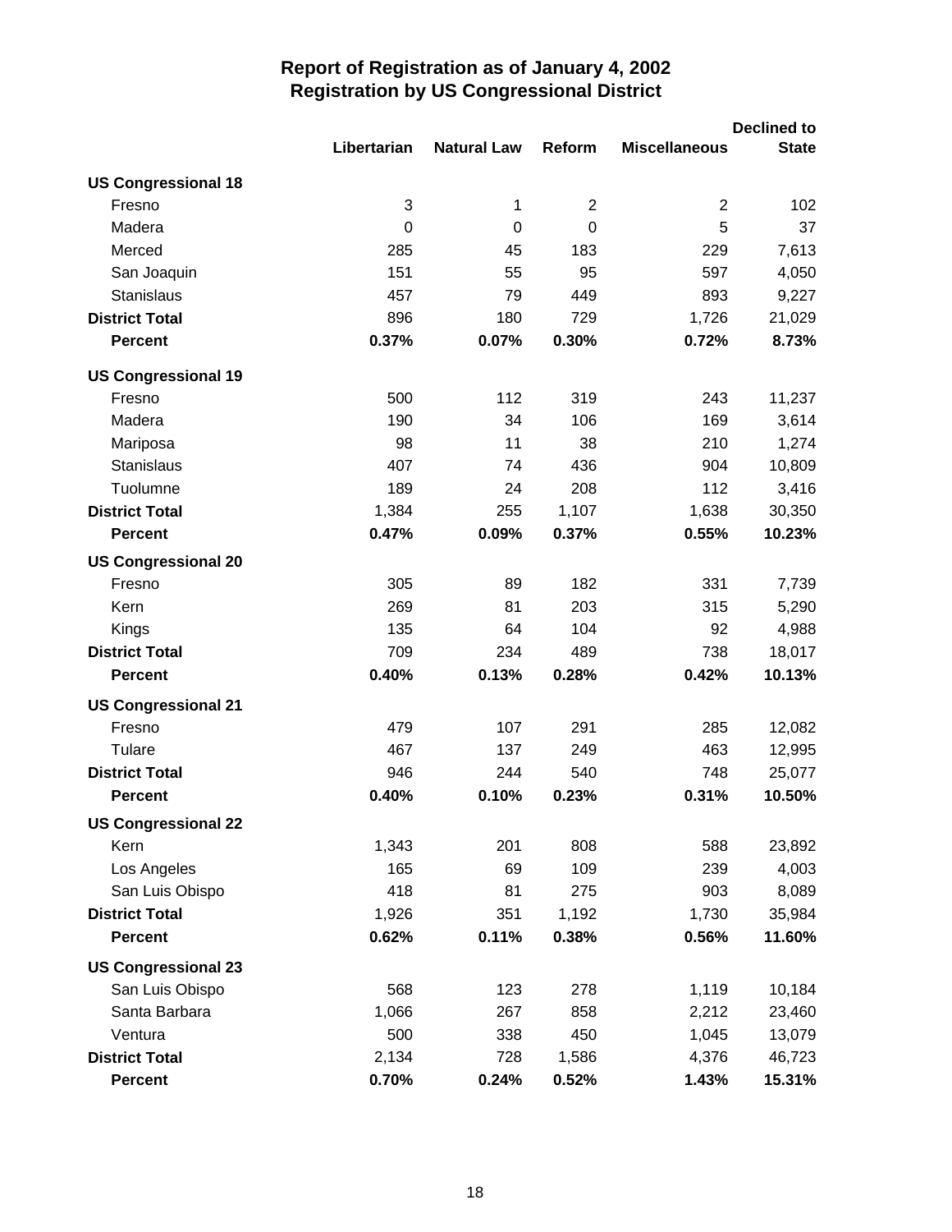# Report of Registration as of January 4, 2002
## Registration by US Congressional District

| | Libertarian | Natural Law | Reform | Miscellaneous | Declined to State |
|---|---|---|---|---|---|
| **US Congressional 18** | | | | | |
| Fresno | 3 | 1 | 2 | 2 | 102 |
| Madera | 0 | 0 | 0 | 5 | 37 |
| Merced | 285 | 45 | 183 | 229 | 7,613 |
| San Joaquin | 151 | 55 | 95 | 597 | 4,050 |
| Stanislaus | 457 | 79 | 449 | 893 | 9,227 |
| **District Total** | 896 | 180 | 729 | 1,726 | 21,029 |
| **Percent** | **0.37%** | **0.07%** | **0.30%** | **0.72%** | **8.73%** |
| **US Congressional 19** | | | | | |
| Fresno | 500 | 112 | 319 | 243 | 11,237 |
| Madera | 190 | 34 | 106 | 169 | 3,614 |
| Mariposa | 98 | 11 | 38 | 210 | 1,274 |
| Stanislaus | 407 | 74 | 436 | 904 | 10,809 |
| Tuolumne | 189 | 24 | 208 | 112 | 3,416 |
| **District Total** | 1,384 | 255 | 1,107 | 1,638 | 30,350 |
| **Percent** | **0.47%** | **0.09%** | **0.37%** | **0.55%** | **10.23%** |
| **US Congressional 20** | | | | | |
| Fresno | 305 | 89 | 182 | 331 | 7,739 |
| Kern | 269 | 81 | 203 | 315 | 5,290 |
| Kings | 135 | 64 | 104 | 92 | 4,988 |
| **District Total** | 709 | 234 | 489 | 738 | 18,017 |
| **Percent** | **0.40%** | **0.13%** | **0.28%** | **0.42%** | **10.13%** |
| **US Congressional 21** | | | | | |
| Fresno | 479 | 107 | 291 | 285 | 12,082 |
| Tulare | 467 | 137 | 249 | 463 | 12,995 |
| **District Total** | 946 | 244 | 540 | 748 | 25,077 |
| **Percent** | **0.40%** | **0.10%** | **0.23%** | **0.31%** | **10.50%** |
| **US Congressional 22** | | | | | |
| Kern | 1,343 | 201 | 808 | 588 | 23,892 |
| Los Angeles | 165 | 69 | 109 | 239 | 4,003 |
| San Luis Obispo | 418 | 81 | 275 | 903 | 8,089 |
| **District Total** | 1,926 | 351 | 1,192 | 1,730 | 35,984 |
| **Percent** | **0.62%** | **0.11%** | **0.38%** | **0.56%** | **11.60%** |
| **US Congressional 23** | | | | | |
| San Luis Obispo | 568 | 123 | 278 | 1,119 | 10,184 |
| Santa Barbara | 1,066 | 267 | 858 | 2,212 | 23,460 |
| Ventura | 500 | 338 | 450 | 1,045 | 13,079 |
| **District Total** | 2,134 | 728 | 1,586 | 4,376 | 46,723 |
| **Percent** | **0.70%** | **0.24%** | **0.52%** | **1.43%** | **15.31%** |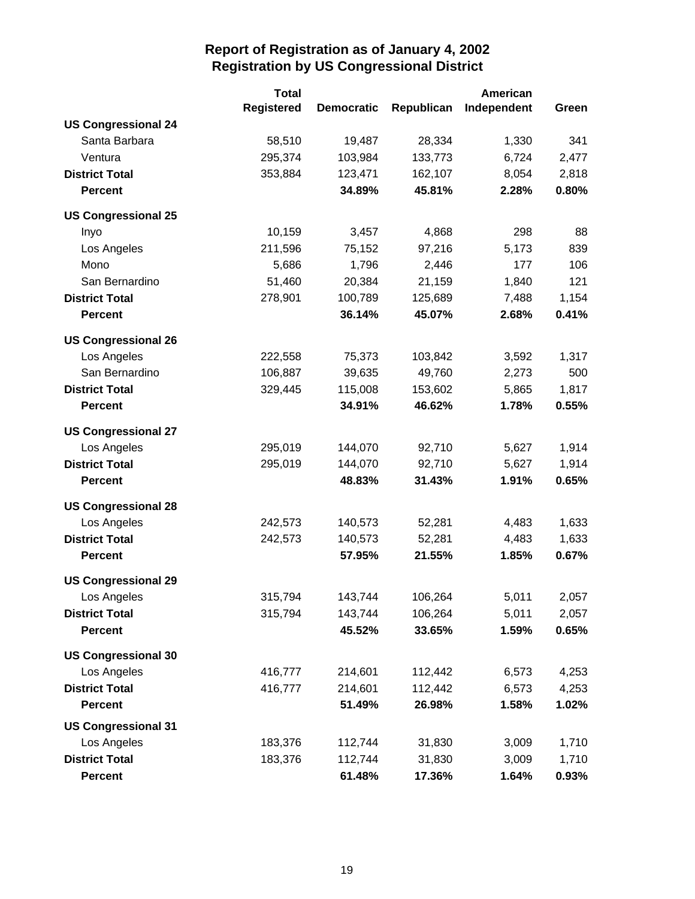# Report of Registration as of January 4, 2002
## Registration by US Congressional District

| | Total Registered | Democratic | Republican | American Independent | Green |
|---|---|---|---|---|---|
| **US Congressional 24** | | | | | |
| Santa Barbara | 58,510 | 19,487 | 28,334 | 1,330 | 341 |
| Ventura | 295,374 | 103,984 | 133,773 | 6,724 | 2,477 |
| **District Total** | 353,884 | 123,471 | 162,107 | 8,054 | 2,818 |
| **Percent** | | **34.89%** | **45.81%** | **2.28%** | **0.80%** |
| **US Congressional 25** | | | | | |
| Inyo | 10,159 | 3,457 | 4,868 | 298 | 88 |
| Los Angeles | 211,596 | 75,152 | 97,216 | 5,173 | 839 |
| Mono | 5,686 | 1,796 | 2,446 | 177 | 106 |
| San Bernardino | 51,460 | 20,384 | 21,159 | 1,840 | 121 |
| **District Total** | 278,901 | 100,789 | 125,689 | 7,488 | 1,154 |
| **Percent** | | **36.14%** | **45.07%** | **2.68%** | **0.41%** |
| **US Congressional 26** | | | | | |
| Los Angeles | 222,558 | 75,373 | 103,842 | 3,592 | 1,317 |
| San Bernardino | 106,887 | 39,635 | 49,760 | 2,273 | 500 |
| **District Total** | 329,445 | 115,008 | 153,602 | 5,865 | 1,817 |
| **Percent** | | **34.91%** | **46.62%** | **1.78%** | **0.55%** |
| **US Congressional 27** | | | | | |
| Los Angeles | 295,019 | 144,070 | 92,710 | 5,627 | 1,914 |
| **District Total** | 295,019 | 144,070 | 92,710 | 5,627 | 1,914 |
| **Percent** | | **48.83%** | **31.43%** | **1.91%** | **0.65%** |
| **US Congressional 28** | | | | | |
| Los Angeles | 242,573 | 140,573 | 52,281 | 4,483 | 1,633 |
| **District Total** | 242,573 | 140,573 | 52,281 | 4,483 | 1,633 |
| **Percent** | | **57.95%** | **21.55%** | **1.85%** | **0.67%** |
| **US Congressional 29** | | | | | |
| Los Angeles | 315,794 | 143,744 | 106,264 | 5,011 | 2,057 |
| **District Total** | 315,794 | 143,744 | 106,264 | 5,011 | 2,057 |
| **Percent** | | **45.52%** | **33.65%** | **1.59%** | **0.65%** |
| **US Congressional 30** | | | | | |
| Los Angeles | 416,777 | 214,601 | 112,442 | 6,573 | 4,253 |
| **District Total** | 416,777 | 214,601 | 112,442 | 6,573 | 4,253 |
| **Percent** | | **51.49%** | **26.98%** | **1.58%** | **1.02%** |
| **US Congressional 31** | | | | | |
| Los Angeles | 183,376 | 112,744 | 31,830 | 3,009 | 1,710 |
| **District Total** | 183,376 | 112,744 | 31,830 | 3,009 | 1,710 |
| **Percent** | | **61.48%** | **17.36%** | **1.64%** | **0.93%** |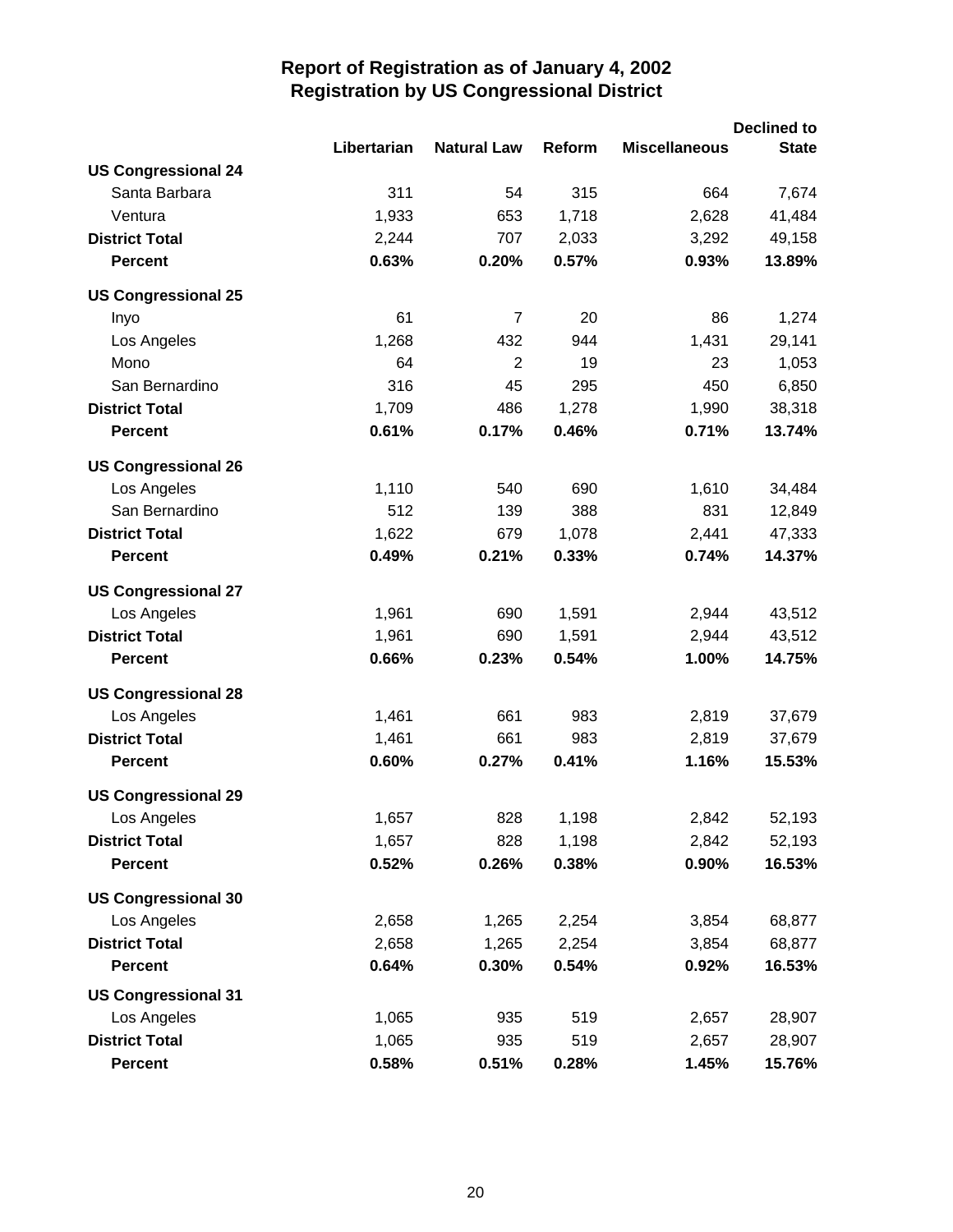# Report of Registration as of January 4, 2002
## Registration by US Congressional District

| | Libertarian | Natural Law | Reform | Miscellaneous | Declined to State |
|---|---|---|---|---|---|
| **US Congressional 24** | | | | | |
| Santa Barbara | 311 | 54 | 315 | 664 | 7,674 |
| Ventura | 1,933 | 653 | 1,718 | 2,628 | 41,484 |
| **District Total** | 2,244 | 707 | 2,033 | 3,292 | 49,158 |
| **Percent** | **0.63%** | **0.20%** | **0.57%** | **0.93%** | **13.89%** |
| **US Congressional 25** | | | | | |
| Inyo | 61 | 7 | 20 | 86 | 1,274 |
| Los Angeles | 1,268 | 432 | 944 | 1,431 | 29,141 |
| Mono | 64 | 2 | 19 | 23 | 1,053 |
| San Bernardino | 316 | 45 | 295 | 450 | 6,850 |
| **District Total** | 1,709 | 486 | 1,278 | 1,990 | 38,318 |
| **Percent** | **0.61%** | **0.17%** | **0.46%** | **0.71%** | **13.74%** |
| **US Congressional 26** | | | | | |
| Los Angeles | 1,110 | 540 | 690 | 1,610 | 34,484 |
| San Bernardino | 512 | 139 | 388 | 831 | 12,849 |
| **District Total** | 1,622 | 679 | 1,078 | 2,441 | 47,333 |
| **Percent** | **0.49%** | **0.21%** | **0.33%** | **0.74%** | **14.37%** |
| **US Congressional 27** | | | | | |
| Los Angeles | 1,961 | 690 | 1,591 | 2,944 | 43,512 |
| **District Total** | 1,961 | 690 | 1,591 | 2,944 | 43,512 |
| **Percent** | **0.66%** | **0.23%** | **0.54%** | **1.00%** | **14.75%** |
| **US Congressional 28** | | | | | |
| Los Angeles | 1,461 | 661 | 983 | 2,819 | 37,679 |
| **District Total** | 1,461 | 661 | 983 | 2,819 | 37,679 |
| **Percent** | **0.60%** | **0.27%** | **0.41%** | **1.16%** | **15.53%** |
| **US Congressional 29** | | | | | |
| Los Angeles | 1,657 | 828 | 1,198 | 2,842 | 52,193 |
| **District Total** | 1,657 | 828 | 1,198 | 2,842 | 52,193 |
| **Percent** | **0.52%** | **0.26%** | **0.38%** | **0.90%** | **16.53%** |
| **US Congressional 30** | | | | | |
| Los Angeles | 2,658 | 1,265 | 2,254 | 3,854 | 68,877 |
| **District Total** | 2,658 | 1,265 | 2,254 | 3,854 | 68,877 |
| **Percent** | **0.64%** | **0.30%** | **0.54%** | **0.92%** | **16.53%** |
| **US Congressional 31** | | | | | |
| Los Angeles | 1,065 | 935 | 519 | 2,657 | 28,907 |
| **District Total** | 1,065 | 935 | 519 | 2,657 | 28,907 |
| **Percent** | **0.58%** | **0.51%** | **0.28%** | **1.45%** | **15.76%** |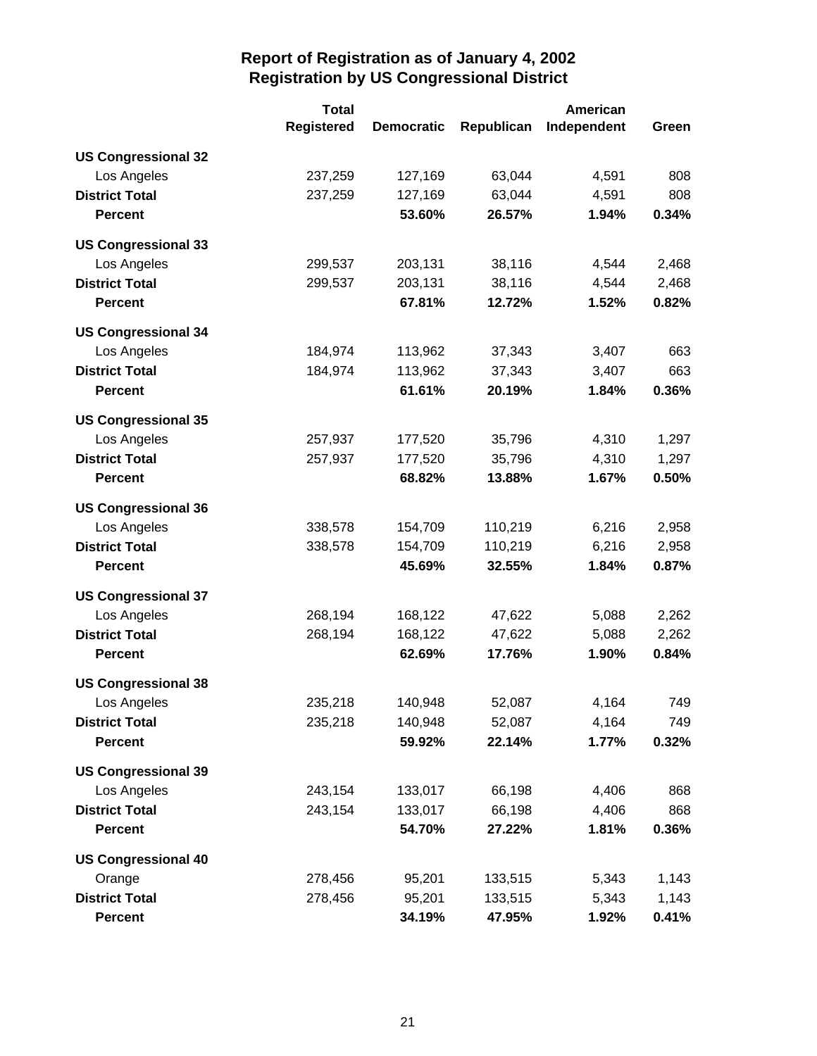# Report of Registration as of January 4, 2002
## Registration by US Congressional District

| | Total Registered | Democratic | Republican | American Independent | Green |
|---|---|---|---|---|---|
| **US Congressional 32** | | | | | |
| Los Angeles | 237,259 | 127,169 | 63,044 | 4,591 | 808 |
| **District Total** | 237,259 | 127,169 | 63,044 | 4,591 | 808 |
| **Percent** | | **53.60%** | **26.57%** | **1.94%** | **0.34%** |
| **US Congressional 33** | | | | | |
| Los Angeles | 299,537 | 203,131 | 38,116 | 4,544 | 2,468 |
| **District Total** | 299,537 | 203,131 | 38,116 | 4,544 | 2,468 |
| **Percent** | | **67.81%** | **12.72%** | **1.52%** | **0.82%** |
| **US Congressional 34** | | | | | |
| Los Angeles | 184,974 | 113,962 | 37,343 | 3,407 | 663 |
| **District Total** | 184,974 | 113,962 | 37,343 | 3,407 | 663 |
| **Percent** | | **61.61%** | **20.19%** | **1.84%** | **0.36%** |
| **US Congressional 35** | | | | | |
| Los Angeles | 257,937 | 177,520 | 35,796 | 4,310 | 1,297 |
| **District Total** | 257,937 | 177,520 | 35,796 | 4,310 | 1,297 |
| **Percent** | | **68.82%** | **13.88%** | **1.67%** | **0.50%** |
| **US Congressional 36** | | | | | |
| Los Angeles | 338,578 | 154,709 | 110,219 | 6,216 | 2,958 |
| **District Total** | 338,578 | 154,709 | 110,219 | 6,216 | 2,958 |
| **Percent** | | **45.69%** | **32.55%** | **1.84%** | **0.87%** |
| **US Congressional 37** | | | | | |
| Los Angeles | 268,194 | 168,122 | 47,622 | 5,088 | 2,262 |
| **District Total** | 268,194 | 168,122 | 47,622 | 5,088 | 2,262 |
| **Percent** | | **62.69%** | **17.76%** | **1.90%** | **0.84%** |
| **US Congressional 38** | | | | | |
| Los Angeles | 235,218 | 140,948 | 52,087 | 4,164 | 749 |
| **District Total** | 235,218 | 140,948 | 52,087 | 4,164 | 749 |
| **Percent** | | **59.92%** | **22.14%** | **1.77%** | **0.32%** |
| **US Congressional 39** | | | | | |
| Los Angeles | 243,154 | 133,017 | 66,198 | 4,406 | 868 |
| **District Total** | 243,154 | 133,017 | 66,198 | 4,406 | 868 |
| **Percent** | | **54.70%** | **27.22%** | **1.81%** | **0.36%** |
| **US Congressional 40** | | | | | |
| Orange | 278,456 | 95,201 | 133,515 | 5,343 | 1,143 |
| **District Total** | 278,456 | 95,201 | 133,515 | 5,343 | 1,143 |
| **Percent** | | **34.19%** | **47.95%** | **1.92%** | **0.41%** |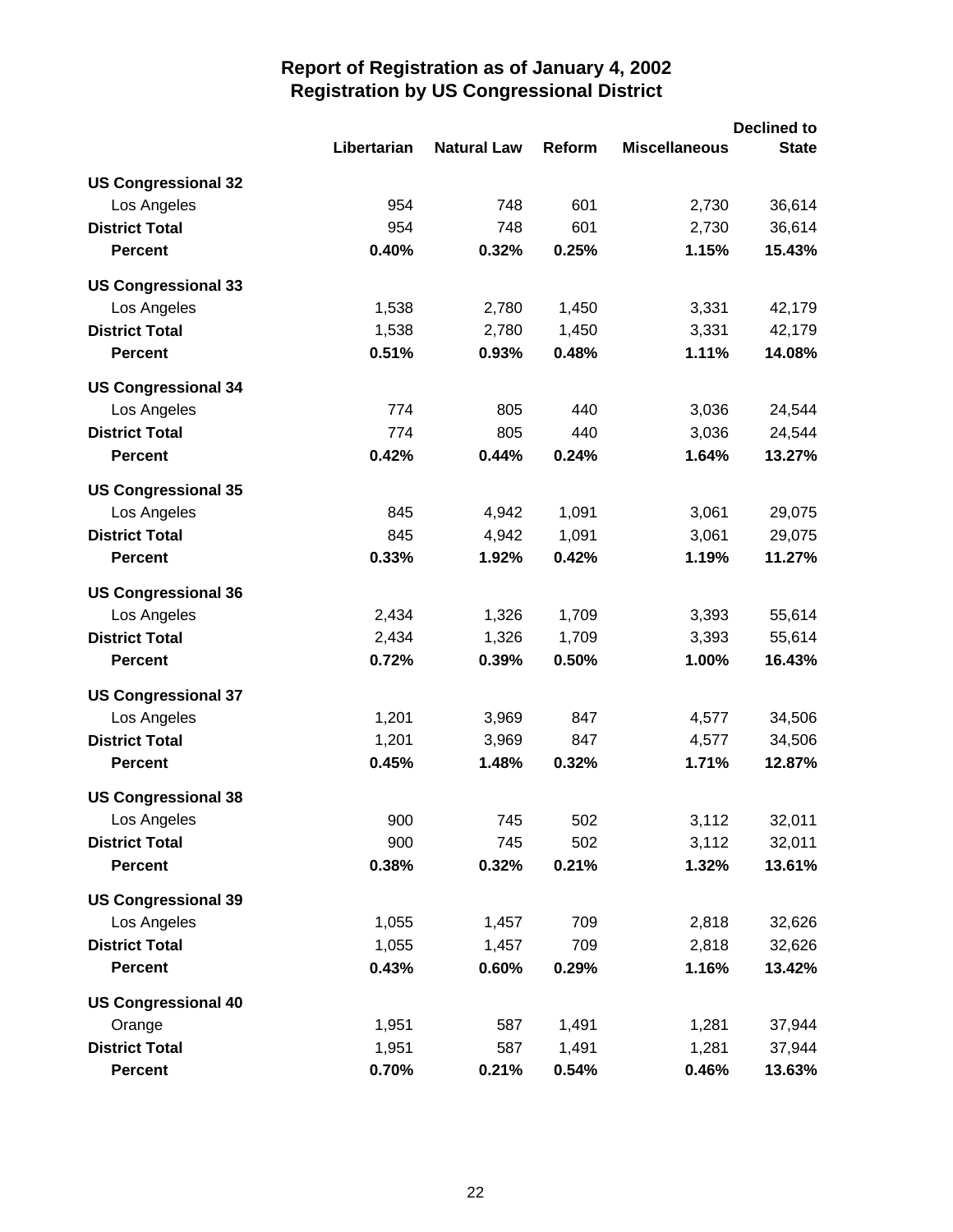# Report of Registration as of January 4, 2002
## Registration by US Congressional District

| | Libertarian | Natural Law | Reform | Miscellaneous | Declined to State |
|---|---|---|---|---|---|
| **US Congressional 32** | | | | | |
| Los Angeles | 954 | 748 | 601 | 2,730 | 36,614 |
| **District Total** | 954 | 748 | 601 | 2,730 | 36,614 |
| **Percent** | **0.40%** | **0.32%** | **0.25%** | **1.15%** | **15.43%** |
| **US Congressional 33** | | | | | |
| Los Angeles | 1,538 | 2,780 | 1,450 | 3,331 | 42,179 |
| **District Total** | 1,538 | 2,780 | 1,450 | 3,331 | 42,179 |
| **Percent** | **0.51%** | **0.93%** | **0.48%** | **1.11%** | **14.08%** |
| **US Congressional 34** | | | | | |
| Los Angeles | 774 | 805 | 440 | 3,036 | 24,544 |
| **District Total** | 774 | 805 | 440 | 3,036 | 24,544 |
| **Percent** | **0.42%** | **0.44%** | **0.24%** | **1.64%** | **13.27%** |
| **US Congressional 35** | | | | | |
| Los Angeles | 845 | 4,942 | 1,091 | 3,061 | 29,075 |
| **District Total** | 845 | 4,942 | 1,091 | 3,061 | 29,075 |
| **Percent** | **0.33%** | **1.92%** | **0.42%** | **1.19%** | **11.27%** |
| **US Congressional 36** | | | | | |
| Los Angeles | 2,434 | 1,326 | 1,709 | 3,393 | 55,614 |
| **District Total** | 2,434 | 1,326 | 1,709 | 3,393 | 55,614 |
| **Percent** | **0.72%** | **0.39%** | **0.50%** | **1.00%** | **16.43%** |
| **US Congressional 37** | | | | | |
| Los Angeles | 1,201 | 3,969 | 847 | 4,577 | 34,506 |
| **District Total** | 1,201 | 3,969 | 847 | 4,577 | 34,506 |
| **Percent** | **0.45%** | **1.48%** | **0.32%** | **1.71%** | **12.87%** |
| **US Congressional 38** | | | | | |
| Los Angeles | 900 | 745 | 502 | 3,112 | 32,011 |
| **District Total** | 900 | 745 | 502 | 3,112 | 32,011 |
| **Percent** | **0.38%** | **0.32%** | **0.21%** | **1.32%** | **13.61%** |
| **US Congressional 39** | | | | | |
| Los Angeles | 1,055 | 1,457 | 709 | 2,818 | 32,626 |
| **District Total** | 1,055 | 1,457 | 709 | 2,818 | 32,626 |
| **Percent** | **0.43%** | **0.60%** | **0.29%** | **1.16%** | **13.42%** |
| **US Congressional 40** | | | | | |
| Orange | 1,951 | 587 | 1,491 | 1,281 | 37,944 |
| **District Total** | 1,951 | 587 | 1,491 | 1,281 | 37,944 |
| **Percent** | **0.70%** | **0.21%** | **0.54%** | **0.46%** | **13.63%** |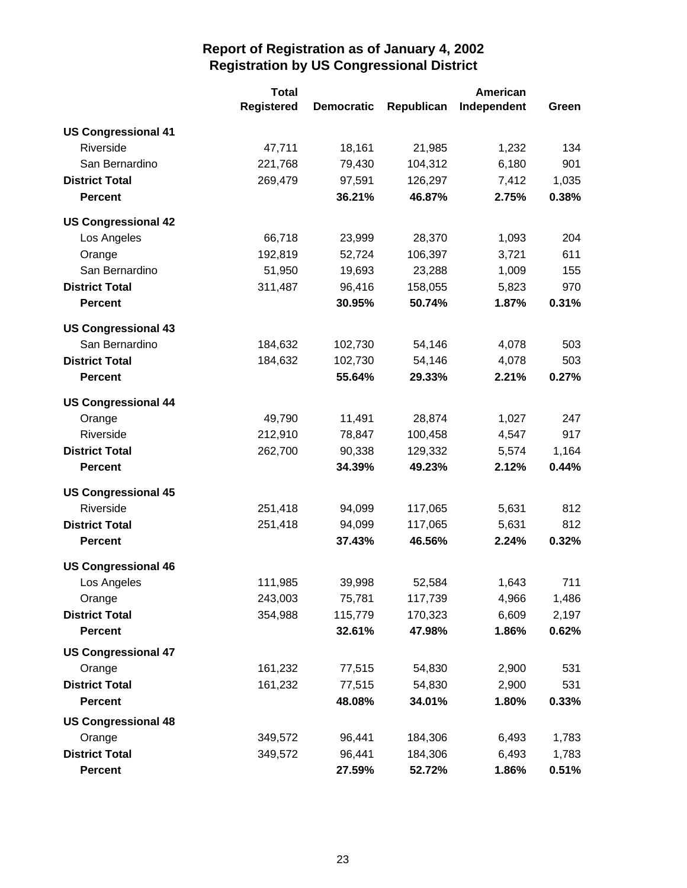# Report of Registration as of January 4, 2002
## Registration by US Congressional District

| | Total Registered | Democratic | Republican | American Independent | Green |
|---|---|---|---|---|---|
| **US Congressional 41** | | | | | |
| Riverside | 47,711 | 18,161 | 21,985 | 1,232 | 134 |
| San Bernardino | 221,768 | 79,430 | 104,312 | 6,180 | 901 |
| **District Total** | 269,479 | 97,591 | 126,297 | 7,412 | 1,035 |
| **Percent** | | **36.21%** | **46.87%** | **2.75%** | **0.38%** |
| **US Congressional 42** | | | | | |
| Los Angeles | 66,718 | 23,999 | 28,370 | 1,093 | 204 |
| Orange | 192,819 | 52,724 | 106,397 | 3,721 | 611 |
| San Bernardino | 51,950 | 19,693 | 23,288 | 1,009 | 155 |
| **District Total** | 311,487 | 96,416 | 158,055 | 5,823 | 970 |
| **Percent** | | **30.95%** | **50.74%** | **1.87%** | **0.31%** |
| **US Congressional 43** | | | | | |
| San Bernardino | 184,632 | 102,730 | 54,146 | 4,078 | 503 |
| **District Total** | 184,632 | 102,730 | 54,146 | 4,078 | 503 |
| **Percent** | | **55.64%** | **29.33%** | **2.21%** | **0.27%** |
| **US Congressional 44** | | | | | |
| Orange | 49,790 | 11,491 | 28,874 | 1,027 | 247 |
| Riverside | 212,910 | 78,847 | 100,458 | 4,547 | 917 |
| **District Total** | 262,700 | 90,338 | 129,332 | 5,574 | 1,164 |
| **Percent** | | **34.39%** | **49.23%** | **2.12%** | **0.44%** |
| **US Congressional 45** | | | | | |
| Riverside | 251,418 | 94,099 | 117,065 | 5,631 | 812 |
| **District Total** | 251,418 | 94,099 | 117,065 | 5,631 | 812 |
| **Percent** | | **37.43%** | **46.56%** | **2.24%** | **0.32%** |
| **US Congressional 46** | | | | | |
| Los Angeles | 111,985 | 39,998 | 52,584 | 1,643 | 711 |
| Orange | 243,003 | 75,781 | 117,739 | 4,966 | 1,486 |
| **District Total** | 354,988 | 115,779 | 170,323 | 6,609 | 2,197 |
| **Percent** | | **32.61%** | **47.98%** | **1.86%** | **0.62%** |
| **US Congressional 47** | | | | | |
| Orange | 161,232 | 77,515 | 54,830 | 2,900 | 531 |
| **District Total** | 161,232 | 77,515 | 54,830 | 2,900 | 531 |
| **Percent** | | **48.08%** | **34.01%** | **1.80%** | **0.33%** |
| **US Congressional 48** | | | | | |
| Orange | 349,572 | 96,441 | 184,306 | 6,493 | 1,783 |
| **District Total** | 349,572 | 96,441 | 184,306 | 6,493 | 1,783 |
| **Percent** | | **27.59%** | **52.72%** | **1.86%** | **0.51%** |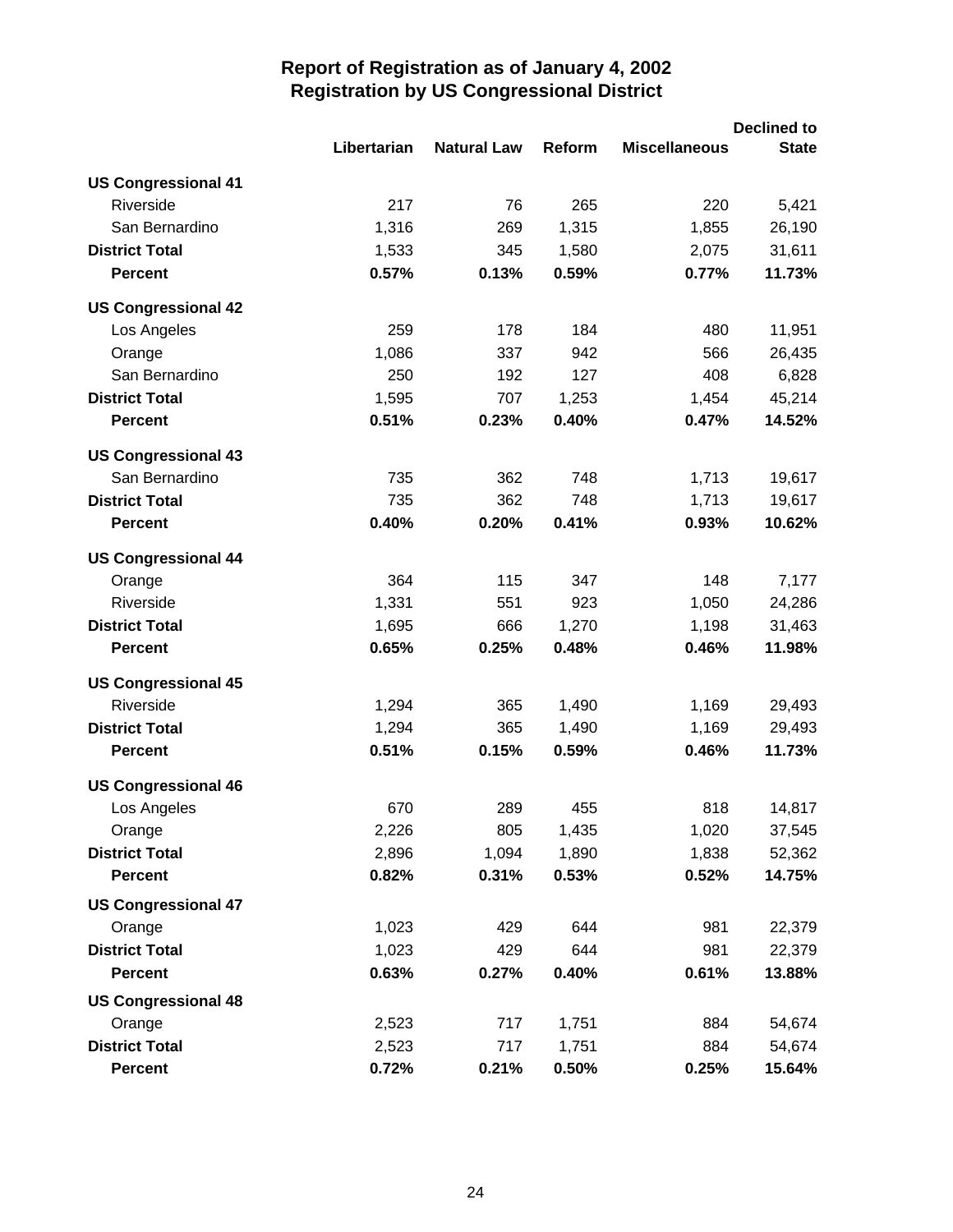# Report of Registration as of January 4, 2002
## Registration by US Congressional District

| | Libertarian | Natural Law | Reform | Miscellaneous | Declined to State |
|---|---|---|---|---|---|
| **US Congressional 41** | | | | | |
| Riverside | 217 | 76 | 265 | 220 | 5,421 |
| San Bernardino | 1,316 | 269 | 1,315 | 1,855 | 26,190 |
| **District Total** | 1,533 | 345 | 1,580 | 2,075 | 31,611 |
| **Percent** | **0.57%** | **0.13%** | **0.59%** | **0.77%** | **11.73%** |
| **US Congressional 42** | | | | | |
| Los Angeles | 259 | 178 | 184 | 480 | 11,951 |
| Orange | 1,086 | 337 | 942 | 566 | 26,435 |
| San Bernardino | 250 | 192 | 127 | 408 | 6,828 |
| **District Total** | 1,595 | 707 | 1,253 | 1,454 | 45,214 |
| **Percent** | **0.51%** | **0.23%** | **0.40%** | **0.47%** | **14.52%** |
| **US Congressional 43** | | | | | |
| San Bernardino | 735 | 362 | 748 | 1,713 | 19,617 |
| **District Total** | 735 | 362 | 748 | 1,713 | 19,617 |
| **Percent** | **0.40%** | **0.20%** | **0.41%** | **0.93%** | **10.62%** |
| **US Congressional 44** | | | | | |
| Orange | 364 | 115 | 347 | 148 | 7,177 |
| Riverside | 1,331 | 551 | 923 | 1,050 | 24,286 |
| **District Total** | 1,695 | 666 | 1,270 | 1,198 | 31,463 |
| **Percent** | **0.65%** | **0.25%** | **0.48%** | **0.46%** | **11.98%** |
| **US Congressional 45** | | | | | |
| Riverside | 1,294 | 365 | 1,490 | 1,169 | 29,493 |
| **District Total** | 1,294 | 365 | 1,490 | 1,169 | 29,493 |
| **Percent** | **0.51%** | **0.15%** | **0.59%** | **0.46%** | **11.73%** |
| **US Congressional 46** | | | | | |
| Los Angeles | 670 | 289 | 455 | 818 | 14,817 |
| Orange | 2,226 | 805 | 1,435 | 1,020 | 37,545 |
| **District Total** | 2,896 | 1,094 | 1,890 | 1,838 | 52,362 |
| **Percent** | **0.82%** | **0.31%** | **0.53%** | **0.52%** | **14.75%** |
| **US Congressional 47** | | | | | |
| Orange | 1,023 | 429 | 644 | 981 | 22,379 |
| **District Total** | 1,023 | 429 | 644 | 981 | 22,379 |
| **Percent** | **0.63%** | **0.27%** | **0.40%** | **0.61%** | **13.88%** |
| **US Congressional 48** | | | | | |
| Orange | 2,523 | 717 | 1,751 | 884 | 54,674 |
| **District Total** | 2,523 | 717 | 1,751 | 884 | 54,674 |
| **Percent** | **0.72%** | **0.21%** | **0.50%** | **0.25%** | **15.64%** |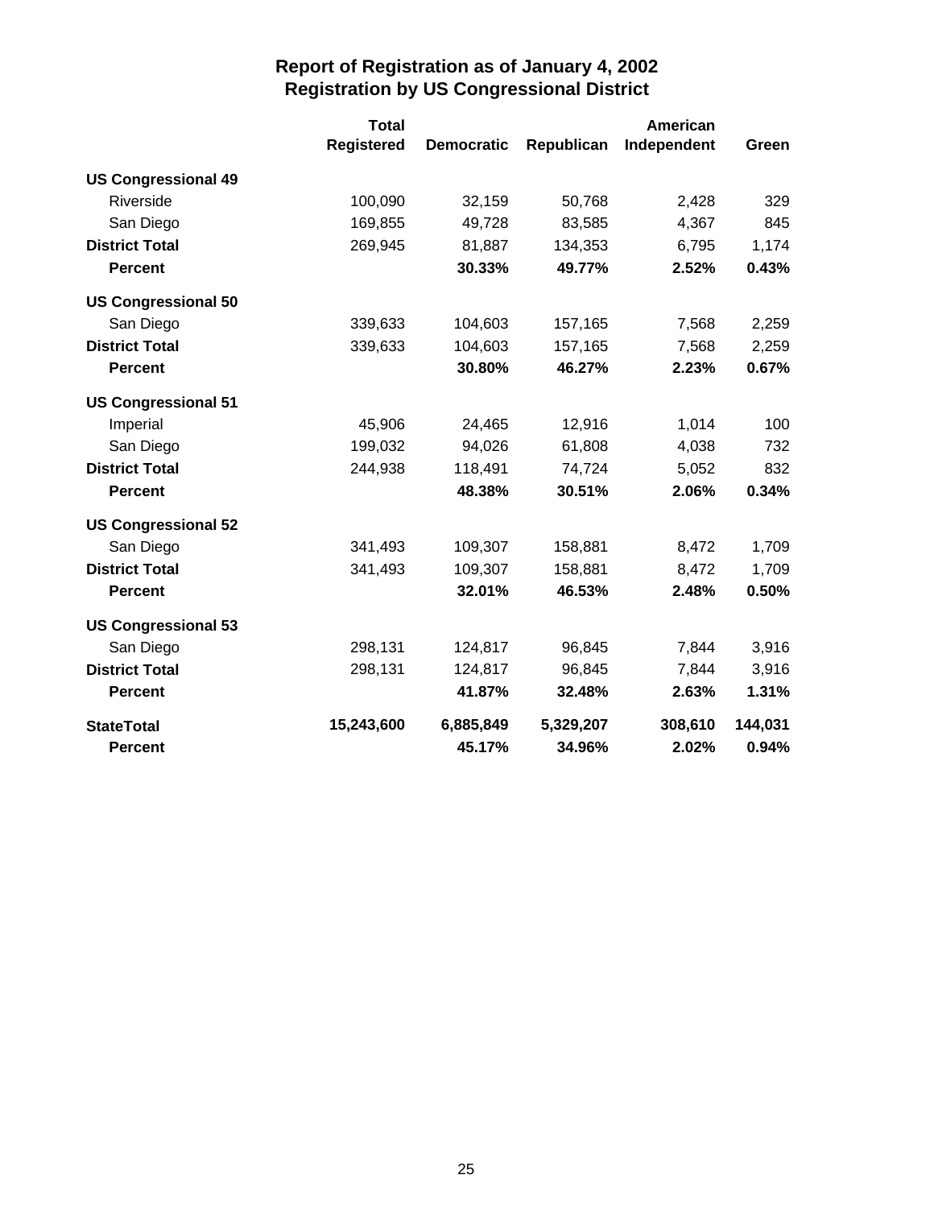# Report of Registration as of January 4, 2002
## Registration by US Congressional District

| | Total Registered | Democratic | Republican | American Independent | Green |
|---|---|---|---|---|---|
| **US Congressional 49** | | | | | |
| Riverside | 100,090 | 32,159 | 50,768 | 2,428 | 329 |
| San Diego | 169,855 | 49,728 | 83,585 | 4,367 | 845 |
| **District Total** | 269,945 | 81,887 | 134,353 | 6,795 | 1,174 |
| **Percent** | | **30.33%** | **49.77%** | **2.52%** | **0.43%** |
| **US Congressional 50** | | | | | |
| San Diego | 339,633 | 104,603 | 157,165 | 7,568 | 2,259 |
| **District Total** | 339,633 | 104,603 | 157,165 | 7,568 | 2,259 |
| **Percent** | | **30.80%** | **46.27%** | **2.23%** | **0.67%** |
| **US Congressional 51** | | | | | |
| Imperial | 45,906 | 24,465 | 12,916 | 1,014 | 100 |
| San Diego | 199,032 | 94,026 | 61,808 | 4,038 | 732 |
| **District Total** | 244,938 | 118,491 | 74,724 | 5,052 | 832 |
| **Percent** | | **48.38%** | **30.51%** | **2.06%** | **0.34%** |
| **US Congressional 52** | | | | | |
| San Diego | 341,493 | 109,307 | 158,881 | 8,472 | 1,709 |
| **District Total** | 341,493 | 109,307 | 158,881 | 8,472 | 1,709 |
| **Percent** | | **32.01%** | **46.53%** | **2.48%** | **0.50%** |
| **US Congressional 53** | | | | | |
| San Diego | 298,131 | 124,817 | 96,845 | 7,844 | 3,916 |
| **District Total** | 298,131 | 124,817 | 96,845 | 7,844 | 3,916 |
| **Percent** | | **41.87%** | **32.48%** | **2.63%** | **1.31%** |
| **StateTotal** | **15,243,600** | **6,885,849** | **5,329,207** | **308,610** | **144,031** |
| **Percent** | | **45.17%** | **34.96%** | **2.02%** | **0.94%** |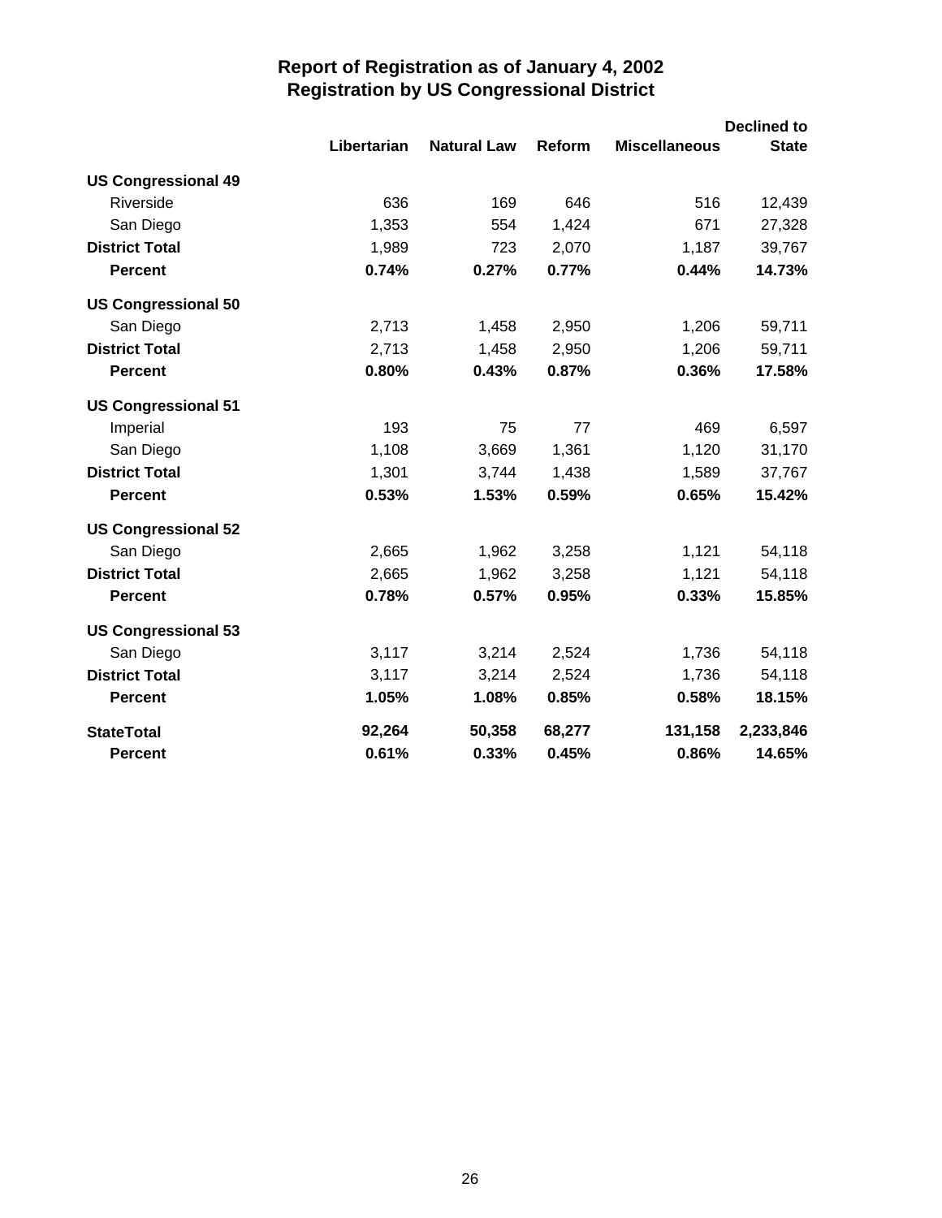# Report of Registration as of January 4, 2002
## Registration by US Congressional District

| | Libertarian | Natural Law | Reform | Miscellaneous | Declined to State |
|---|---|---|---|---|---|
| **US Congressional 49** | | | | | |
| Riverside | 636 | 169 | 646 | 516 | 12,439 |
| San Diego | 1,353 | 554 | 1,424 | 671 | 27,328 |
| **District Total** | 1,989 | 723 | 2,070 | 1,187 | 39,767 |
| **Percent** | **0.74%** | **0.27%** | **0.77%** | **0.44%** | **14.73%** |
| **US Congressional 50** | | | | | |
| San Diego | 2,713 | 1,458 | 2,950 | 1,206 | 59,711 |
| **District Total** | 2,713 | 1,458 | 2,950 | 1,206 | 59,711 |
| **Percent** | **0.80%** | **0.43%** | **0.87%** | **0.36%** | **17.58%** |
| **US Congressional 51** | | | | | |
| Imperial | 193 | 75 | 77 | 469 | 6,597 |
| San Diego | 1,108 | 3,669 | 1,361 | 1,120 | 31,170 |
| **District Total** | 1,301 | 3,744 | 1,438 | 1,589 | 37,767 |
| **Percent** | **0.53%** | **1.53%** | **0.59%** | **0.65%** | **15.42%** |
| **US Congressional 52** | | | | | |
| San Diego | 2,665 | 1,962 | 3,258 | 1,121 | 54,118 |
| **District Total** | 2,665 | 1,962 | 3,258 | 1,121 | 54,118 |
| **Percent** | **0.78%** | **0.57%** | **0.95%** | **0.33%** | **15.85%** |
| **US Congressional 53** | | | | | |
| San Diego | 3,117 | 3,214 | 2,524 | 1,736 | 54,118 |
| **District Total** | 3,117 | 3,214 | 2,524 | 1,736 | 54,118 |
| **Percent** | **1.05%** | **1.08%** | **0.85%** | **0.58%** | **18.15%** |
| **StateTotal** | **92,264** | **50,358** | **68,277** | **131,158** | **2,233,846** |
| **Percent** | **0.61%** | **0.33%** | **0.45%** | **0.86%** | **14.65%** |